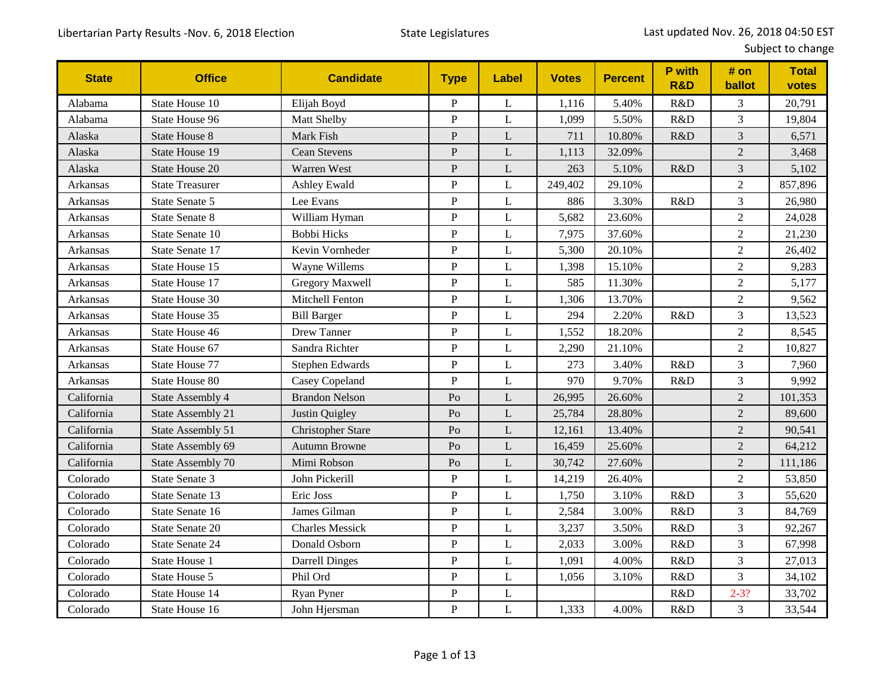Libertarian Party Results -Nov. 6, 2018 Election

State Legislatures

Last updated Nov. 26, 2018 04:50 EST
Subject to change

| State | Office | Candidate | Type | Label | Votes | Percent | P with R&D | # on ballot | Total votes |
|---|---|---|---|---|---|---|---|---|---|
| Alabama | State House 10 | Elijah Boyd | P | L | 1,116 | 5.40% | R&D | 3 | 20,791 |
| Alabama | State House 96 | Matt Shelby | P | L | 1,099 | 5.50% | R&D | 3 | 19,804 |
| Alaska | State House 8 | Mark Fish | P | L | 711 | 10.80% | R&D | 3 | 6,571 |
| Alaska | State House 19 | Cean Stevens | P | L | 1,113 | 32.09% | | 2 | 3,468 |
| Alaska | State House 20 | Warren West | P | L | 263 | 5.10% | R&D | 3 | 5,102 |
| Arkansas | State Treasurer | Ashley Ewald | P | L | 249,402 | 29.10% | | 2 | 857,896 |
| Arkansas | State Senate 5 | Lee Evans | P | L | 886 | 3.30% | R&D | 3 | 26,980 |
| Arkansas | State Senate 8 | William Hyman | P | L | 5,682 | 23.60% | | 2 | 24,028 |
| Arkansas | State Senate 10 | Bobbi Hicks | P | L | 7,975 | 37.60% | | 2 | 21,230 |
| Arkansas | State Senate 17 | Kevin Vornheder | P | L | 5,300 | 20.10% | | 2 | 26,402 |
| Arkansas | State House 15 | Wayne Willems | P | L | 1,398 | 15.10% | | 2 | 9,283 |
| Arkansas | State House 17 | Gregory Maxwell | P | L | 585 | 11.30% | | 2 | 5,177 |
| Arkansas | State House 30 | Mitchell Fenton | P | L | 1,306 | 13.70% | | 2 | 9,562 |
| Arkansas | State House 35 | Bill Barger | P | L | 294 | 2.20% | R&D | 3 | 13,523 |
| Arkansas | State House 46 | Drew Tanner | P | L | 1,552 | 18.20% | | 2 | 8,545 |
| Arkansas | State House 67 | Sandra Richter | P | L | 2,290 | 21.10% | | 2 | 10,827 |
| Arkansas | State House 77 | Stephen Edwards | P | L | 273 | 3.40% | R&D | 3 | 7,960 |
| Arkansas | State House 80 | Casey Copeland | P | L | 970 | 9.70% | R&D | 3 | 9,992 |
| California | State Assembly 4 | Brandon Nelson | Po | L | 26,995 | 26.60% | | 2 | 101,353 |
| California | State Assembly 21 | Justin Quigley | Po | L | 25,784 | 28.80% | | 2 | 89,600 |
| California | State Assembly 51 | Christopher Stare | Po | L | 12,161 | 13.40% | | 2 | 90,541 |
| California | State Assembly 69 | Autumn Browne | Po | L | 16,459 | 25.60% | | 2 | 64,212 |
| California | State Assembly 70 | Mimi Robson | Po | L | 30,742 | 27.60% | | 2 | 111,186 |
| Colorado | State Senate 3 | John Pickerill | P | L | 14,219 | 26.40% | | 2 | 53,850 |
| Colorado | State Senate 13 | Eric Joss | P | L | 1,750 | 3.10% | R&D | 3 | 55,620 |
| Colorado | State Senate 16 | James Gilman | P | L | 2,584 | 3.00% | R&D | 3 | 84,769 |
| Colorado | State Senate 20 | Charles Messick | P | L | 3,237 | 3.50% | R&D | 3 | 92,267 |
| Colorado | State Senate 24 | Donald Osborn | P | L | 2,033 | 3.00% | R&D | 3 | 67,998 |
| Colorado | State House 1 | Darrell Dinges | P | L | 1,091 | 4.00% | R&D | 3 | 27,013 |
| Colorado | State House 5 | Phil Ord | P | L | 1,056 | 3.10% | R&D | 3 | 34,102 |
| Colorado | State House 14 | Ryan Pyner | P | L | | | R&D | 2-3? | 33,702 |
| Colorado | State House 16 | John Hjersman | P | L | 1,333 | 4.00% | R&D | 3 | 33,544 |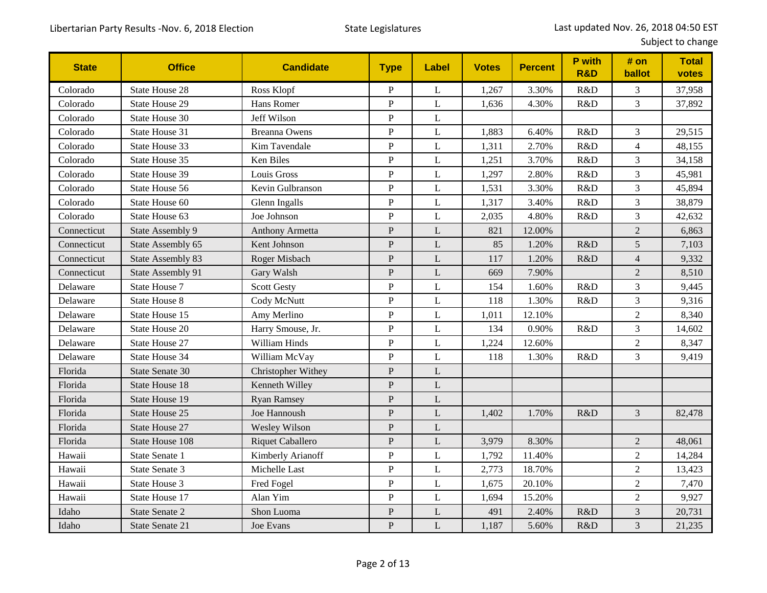Libertarian Party Results -Nov. 6, 2018 Election    State Legislatures    Last updated Nov. 26, 2018 04:50 EST
Subject to change

| State | Office | Candidate | Type | Label | Votes | Percent | P with R&D | # on ballot | Total votes |
|---|---|---|---|---|---|---|---|---|---|
| Colorado | State House 28 | Ross Klopf | P | L | 1,267 | 3.30% | R&D | 3 | 37,958 |
| Colorado | State House 29 | Hans Romer | P | L | 1,636 | 4.30% | R&D | 3 | 37,892 |
| Colorado | State House 30 | Jeff Wilson | P | L | | | | | |
| Colorado | State House 31 | Breanna Owens | P | L | 1,883 | 6.40% | R&D | 3 | 29,515 |
| Colorado | State House 33 | Kim Tavendale | P | L | 1,311 | 2.70% | R&D | 4 | 48,155 |
| Colorado | State House 35 | Ken Biles | P | L | 1,251 | 3.70% | R&D | 3 | 34,158 |
| Colorado | State House 39 | Louis Gross | P | L | 1,297 | 2.80% | R&D | 3 | 45,981 |
| Colorado | State House 56 | Kevin Gulbranson | P | L | 1,531 | 3.30% | R&D | 3 | 45,894 |
| Colorado | State House 60 | Glenn Ingalls | P | L | 1,317 | 3.40% | R&D | 3 | 38,879 |
| Colorado | State House 63 | Joe Johnson | P | L | 2,035 | 4.80% | R&D | 3 | 42,632 |
| Connecticut | State Assembly 9 | Anthony Armetta | P | L | 821 | 12.00% | | 2 | 6,863 |
| Connecticut | State Assembly 65 | Kent Johnson | P | L | 85 | 1.20% | R&D | 5 | 7,103 |
| Connecticut | State Assembly 83 | Roger Misbach | P | L | 117 | 1.20% | R&D | 4 | 9,332 |
| Connecticut | State Assembly 91 | Gary Walsh | P | L | 669 | 7.90% | | 2 | 8,510 |
| Delaware | State House 7 | Scott Gesty | P | L | 154 | 1.60% | R&D | 3 | 9,445 |
| Delaware | State House 8 | Cody McNutt | P | L | 118 | 1.30% | R&D | 3 | 9,316 |
| Delaware | State House 15 | Amy Merlino | P | L | 1,011 | 12.10% | | 2 | 8,340 |
| Delaware | State House 20 | Harry Smouse, Jr. | P | L | 134 | 0.90% | R&D | 3 | 14,602 |
| Delaware | State House 27 | William Hinds | P | L | 1,224 | 12.60% | | 2 | 8,347 |
| Delaware | State House 34 | William McVay | P | L | 118 | 1.30% | R&D | 3 | 9,419 |
| Florida | State Senate 30 | Christopher Withey | P | L | | | | | |
| Florida | State House 18 | Kenneth Willey | P | L | | | | | |
| Florida | State House 19 | Ryan Ramsey | P | L | | | | | |
| Florida | State House 25 | Joe Hannoush | P | L | 1,402 | 1.70% | R&D | 3 | 82,478 |
| Florida | State House 27 | Wesley Wilson | P | L | | | | | |
| Florida | State House 108 | Riquet Caballero | P | L | 3,979 | 8.30% | | 2 | 48,061 |
| Hawaii | State Senate 1 | Kimberly Arianoff | P | L | 1,792 | 11.40% | | 2 | 14,284 |
| Hawaii | State Senate 3 | Michelle Last | P | L | 2,773 | 18.70% | | 2 | 13,423 |
| Hawaii | State House 3 | Fred Fogel | P | L | 1,675 | 20.10% | | 2 | 7,470 |
| Hawaii | State House 17 | Alan Yim | P | L | 1,694 | 15.20% | | 2 | 9,927 |
| Idaho | State Senate 2 | Shon Luoma | P | L | 491 | 2.40% | R&D | 3 | 20,731 |
| Idaho | State Senate 21 | Joe Evans | P | L | 1,187 | 5.60% | R&D | 3 | 21,235 |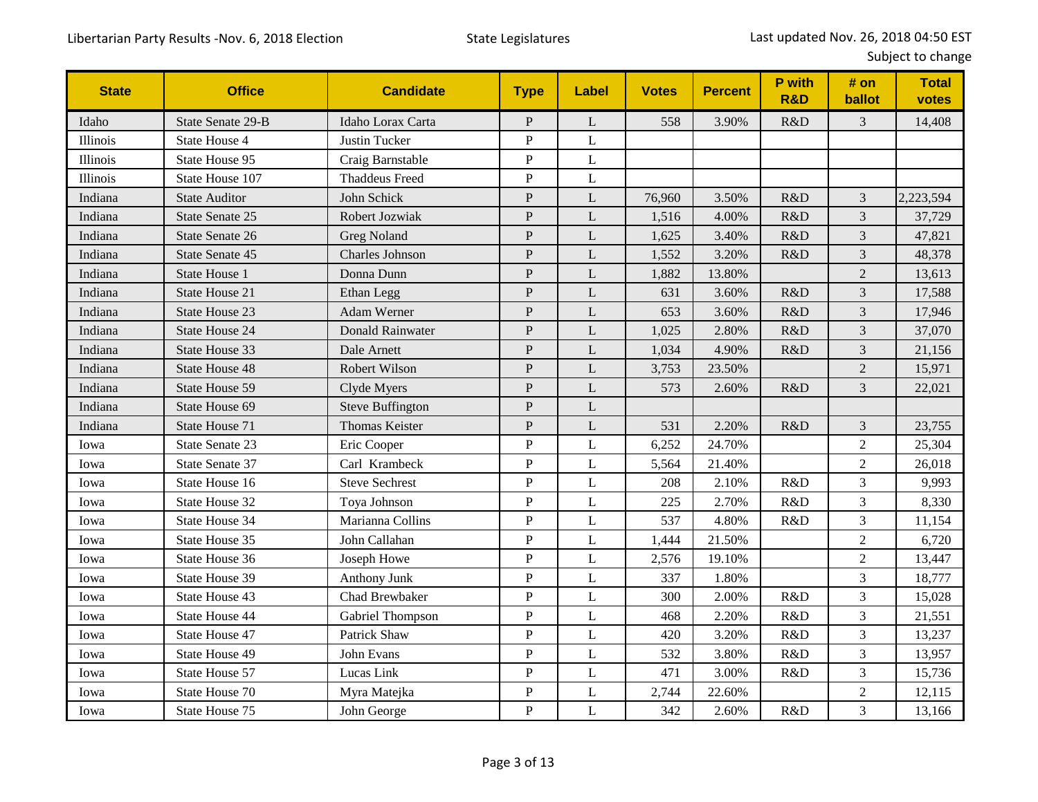Libertarian Party Results -Nov. 6, 2018 Election — State Legislatures — Last updated Nov. 26, 2018 04:50 EST — Subject to change

| State | Office | Candidate | Type | Label | Votes | Percent | P with R&D | # on ballot | Total votes |
|---|---|---|---|---|---|---|---|---|---|
| Idaho | State Senate 29-B | Idaho Lorax Carta | P | L | 558 | 3.90% | R&D | 3 | 14,408 |
| Illinois | State House 4 | Justin Tucker | P | L | | | | | |
| Illinois | State House 95 | Craig Barnstable | P | L | | | | | |
| Illinois | State House 107 | Thaddeus Freed | P | L | | | | | |
| Indiana | State Auditor | John Schick | P | L | 76,960 | 3.50% | R&D | 3 | 2,223,594 |
| Indiana | State Senate 25 | Robert Jozwiak | P | L | 1,516 | 4.00% | R&D | 3 | 37,729 |
| Indiana | State Senate 26 | Greg Noland | P | L | 1,625 | 3.40% | R&D | 3 | 47,821 |
| Indiana | State Senate 45 | Charles Johnson | P | L | 1,552 | 3.20% | R&D | 3 | 48,378 |
| Indiana | State House 1 | Donna Dunn | P | L | 1,882 | 13.80% | | 2 | 13,613 |
| Indiana | State House 21 | Ethan Legg | P | L | 631 | 3.60% | R&D | 3 | 17,588 |
| Indiana | State House 23 | Adam Werner | P | L | 653 | 3.60% | R&D | 3 | 17,946 |
| Indiana | State House 24 | Donald Rainwater | P | L | 1,025 | 2.80% | R&D | 3 | 37,070 |
| Indiana | State House 33 | Dale Arnett | P | L | 1,034 | 4.90% | R&D | 3 | 21,156 |
| Indiana | State House 48 | Robert Wilson | P | L | 3,753 | 23.50% | | 2 | 15,971 |
| Indiana | State House 59 | Clyde Myers | P | L | 573 | 2.60% | R&D | 3 | 22,021 |
| Indiana | State House 69 | Steve Buffington | P | L | | | | | |
| Indiana | State House 71 | Thomas Keister | P | L | 531 | 2.20% | R&D | 3 | 23,755 |
| Iowa | State Senate 23 | Eric Cooper | P | L | 6,252 | 24.70% | | 2 | 25,304 |
| Iowa | State Senate 37 | Carl Krambeck | P | L | 5,564 | 21.40% | | 2 | 26,018 |
| Iowa | State House 16 | Steve Sechrest | P | L | 208 | 2.10% | R&D | 3 | 9,993 |
| Iowa | State House 32 | Toya Johnson | P | L | 225 | 2.70% | R&D | 3 | 8,330 |
| Iowa | State House 34 | Marianna Collins | P | L | 537 | 4.80% | R&D | 3 | 11,154 |
| Iowa | State House 35 | John Callahan | P | L | 1,444 | 21.50% | | 2 | 6,720 |
| Iowa | State House 36 | Joseph Howe | P | L | 2,576 | 19.10% | | 2 | 13,447 |
| Iowa | State House 39 | Anthony Junk | P | L | 337 | 1.80% | | 3 | 18,777 |
| Iowa | State House 43 | Chad Brewbaker | P | L | 300 | 2.00% | R&D | 3 | 15,028 |
| Iowa | State House 44 | Gabriel Thompson | P | L | 468 | 2.20% | R&D | 3 | 21,551 |
| Iowa | State House 47 | Patrick Shaw | P | L | 420 | 3.20% | R&D | 3 | 13,237 |
| Iowa | State House 49 | John Evans | P | L | 532 | 3.80% | R&D | 3 | 13,957 |
| Iowa | State House 57 | Lucas Link | P | L | 471 | 3.00% | R&D | 3 | 15,736 |
| Iowa | State House 70 | Myra Matejka | P | L | 2,744 | 22.60% | | 2 | 12,115 |
| Iowa | State House 75 | John George | P | L | 342 | 2.60% | R&D | 3 | 13,166 |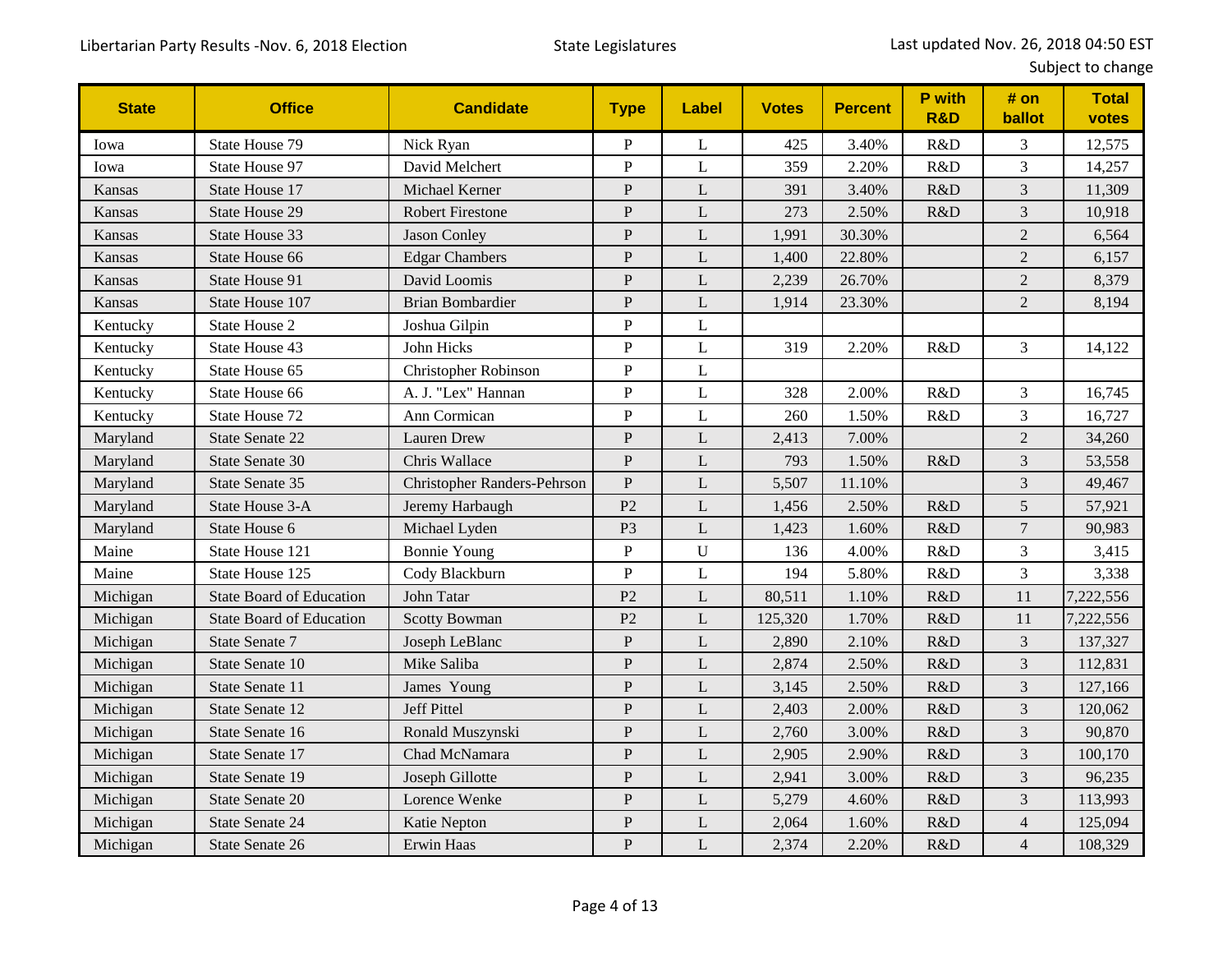| State | Office | Candidate | Type | Label | Votes | Percent | P with R&D | # on ballot | Total votes |
|---|---|---|---|---|---|---|---|---|---|
| Iowa | State House 79 | Nick Ryan | P | L | 425 | 3.40% | R&D | 3 | 12,575 |
| Iowa | State House 97 | David Melchert | P | L | 359 | 2.20% | R&D | 3 | 14,257 |
| Kansas | State House 17 | Michael Kerner | P | L | 391 | 3.40% | R&D | 3 | 11,309 |
| Kansas | State House 29 | Robert Firestone | P | L | 273 | 2.50% | R&D | 3 | 10,918 |
| Kansas | State House 33 | Jason Conley | P | L | 1,991 | 30.30% | | 2 | 6,564 |
| Kansas | State House 66 | Edgar Chambers | P | L | 1,400 | 22.80% | | 2 | 6,157 |
| Kansas | State House 91 | David Loomis | P | L | 2,239 | 26.70% | | 2 | 8,379 |
| Kansas | State House 107 | Brian Bombardier | P | L | 1,914 | 23.30% | | 2 | 8,194 |
| Kentucky | State House 2 | Joshua Gilpin | P | L | | | | | |
| Kentucky | State House 43 | John Hicks | P | L | 319 | 2.20% | R&D | 3 | 14,122 |
| Kentucky | State House 65 | Christopher Robinson | P | L | | | | | |
| Kentucky | State House 66 | A. J. "Lex" Hannan | P | L | 328 | 2.00% | R&D | 3 | 16,745 |
| Kentucky | State House 72 | Ann Cormican | P | L | 260 | 1.50% | R&D | 3 | 16,727 |
| Maryland | State Senate 22 | Lauren Drew | P | L | 2,413 | 7.00% | | 2 | 34,260 |
| Maryland | State Senate 30 | Chris Wallace | P | L | 793 | 1.50% | R&D | 3 | 53,558 |
| Maryland | State Senate 35 | Christopher Randers-Pehrson | P | L | 5,507 | 11.10% | | 3 | 49,467 |
| Maryland | State House 3-A | Jeremy Harbaugh | P2 | L | 1,456 | 2.50% | R&D | 5 | 57,921 |
| Maryland | State House 6 | Michael Lyden | P3 | L | 1,423 | 1.60% | R&D | 7 | 90,983 |
| Maine | State House 121 | Bonnie Young | P | U | 136 | 4.00% | R&D | 3 | 3,415 |
| Maine | State House 125 | Cody Blackburn | P | L | 194 | 5.80% | R&D | 3 | 3,338 |
| Michigan | State Board of Education | John Tatar | P2 | L | 80,511 | 1.10% | R&D | 11 | 7,222,556 |
| Michigan | State Board of Education | Scotty Bowman | P2 | L | 125,320 | 1.70% | R&D | 11 | 7,222,556 |
| Michigan | State Senate 7 | Joseph LeBlanc | P | L | 2,890 | 2.10% | R&D | 3 | 137,327 |
| Michigan | State Senate 10 | Mike Saliba | P | L | 2,874 | 2.50% | R&D | 3 | 112,831 |
| Michigan | State Senate 11 | James Young | P | L | 3,145 | 2.50% | R&D | 3 | 127,166 |
| Michigan | State Senate 12 | Jeff Pittel | P | L | 2,403 | 2.00% | R&D | 3 | 120,062 |
| Michigan | State Senate 16 | Ronald Muszynski | P | L | 2,760 | 3.00% | R&D | 3 | 90,870 |
| Michigan | State Senate 17 | Chad McNamara | P | L | 2,905 | 2.90% | R&D | 3 | 100,170 |
| Michigan | State Senate 19 | Joseph Gillotte | P | L | 2,941 | 3.00% | R&D | 3 | 96,235 |
| Michigan | State Senate 20 | Lorence Wenke | P | L | 5,279 | 4.60% | R&D | 3 | 113,993 |
| Michigan | State Senate 24 | Katie Nepton | P | L | 2,064 | 1.60% | R&D | 4 | 125,094 |
| Michigan | State Senate 26 | Erwin Haas | P | L | 2,374 | 2.20% | R&D | 4 | 108,329 |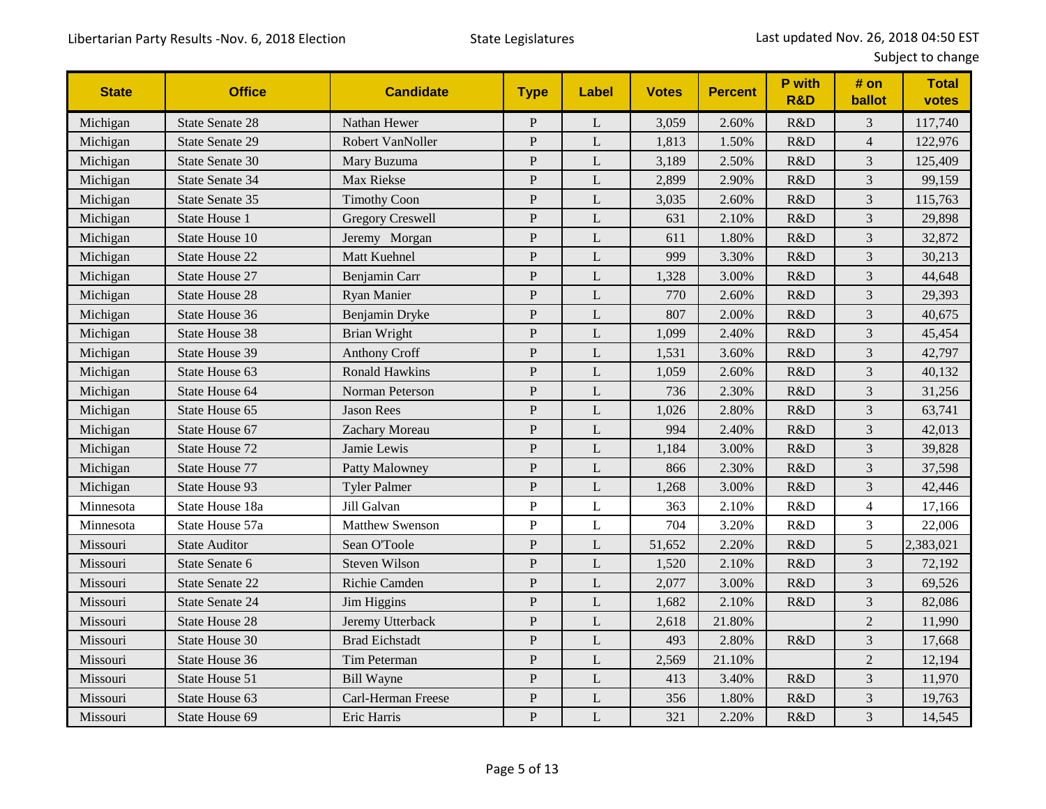Libertarian Party Results -Nov. 6, 2018 Election

State Legislatures

Last updated Nov. 26, 2018 04:50 EST
Subject to change

| State | Office | Candidate | Type | Label | Votes | Percent | P with R&D | # on ballot | Total votes |
|---|---|---|---|---|---|---|---|---|---|
| Michigan | State Senate 28 | Nathan Hewer | P | L | 3,059 | 2.60% | R&D | 3 | 117,740 |
| Michigan | State Senate 29 | Robert VanNoller | P | L | 1,813 | 1.50% | R&D | 4 | 122,976 |
| Michigan | State Senate 30 | Mary Buzuma | P | L | 3,189 | 2.50% | R&D | 3 | 125,409 |
| Michigan | State Senate 34 | Max Riekse | P | L | 2,899 | 2.90% | R&D | 3 | 99,159 |
| Michigan | State Senate 35 | Timothy Coon | P | L | 3,035 | 2.60% | R&D | 3 | 115,763 |
| Michigan | State House 1 | Gregory Creswell | P | L | 631 | 2.10% | R&D | 3 | 29,898 |
| Michigan | State House 10 | Jeremy Morgan | P | L | 611 | 1.80% | R&D | 3 | 32,872 |
| Michigan | State House 22 | Matt Kuehnel | P | L | 999 | 3.30% | R&D | 3 | 30,213 |
| Michigan | State House 27 | Benjamin Carr | P | L | 1,328 | 3.00% | R&D | 3 | 44,648 |
| Michigan | State House 28 | Ryan Manier | P | L | 770 | 2.60% | R&D | 3 | 29,393 |
| Michigan | State House 36 | Benjamin Dryke | P | L | 807 | 2.00% | R&D | 3 | 40,675 |
| Michigan | State House 38 | Brian Wright | P | L | 1,099 | 2.40% | R&D | 3 | 45,454 |
| Michigan | State House 39 | Anthony Croff | P | L | 1,531 | 3.60% | R&D | 3 | 42,797 |
| Michigan | State House 63 | Ronald Hawkins | P | L | 1,059 | 2.60% | R&D | 3 | 40,132 |
| Michigan | State House 64 | Norman Peterson | P | L | 736 | 2.30% | R&D | 3 | 31,256 |
| Michigan | State House 65 | Jason Rees | P | L | 1,026 | 2.80% | R&D | 3 | 63,741 |
| Michigan | State House 67 | Zachary Moreau | P | L | 994 | 2.40% | R&D | 3 | 42,013 |
| Michigan | State House 72 | Jamie Lewis | P | L | 1,184 | 3.00% | R&D | 3 | 39,828 |
| Michigan | State House 77 | Patty Malowney | P | L | 866 | 2.30% | R&D | 3 | 37,598 |
| Michigan | State House 93 | Tyler Palmer | P | L | 1,268 | 3.00% | R&D | 3 | 42,446 |
| Minnesota | State House 18a | Jill Galvan | P | L | 363 | 2.10% | R&D | 4 | 17,166 |
| Minnesota | State House 57a | Matthew Swenson | P | L | 704 | 3.20% | R&D | 3 | 22,006 |
| Missouri | State Auditor | Sean O'Toole | P | L | 51,652 | 2.20% | R&D | 5 | 2,383,021 |
| Missouri | State Senate 6 | Steven Wilson | P | L | 1,520 | 2.10% | R&D | 3 | 72,192 |
| Missouri | State Senate 22 | Richie Camden | P | L | 2,077 | 3.00% | R&D | 3 | 69,526 |
| Missouri | State Senate 24 | Jim Higgins | P | L | 1,682 | 2.10% | R&D | 3 | 82,086 |
| Missouri | State House 28 | Jeremy Utterback | P | L | 2,618 | 21.80% | | 2 | 11,990 |
| Missouri | State House 30 | Brad Eichstadt | P | L | 493 | 2.80% | R&D | 3 | 17,668 |
| Missouri | State House 36 | Tim Peterman | P | L | 2,569 | 21.10% | | 2 | 12,194 |
| Missouri | State House 51 | Bill Wayne | P | L | 413 | 3.40% | R&D | 3 | 11,970 |
| Missouri | State House 63 | Carl-Herman Freese | P | L | 356 | 1.80% | R&D | 3 | 19,763 |
| Missouri | State House 69 | Eric Harris | P | L | 321 | 2.20% | R&D | 3 | 14,545 |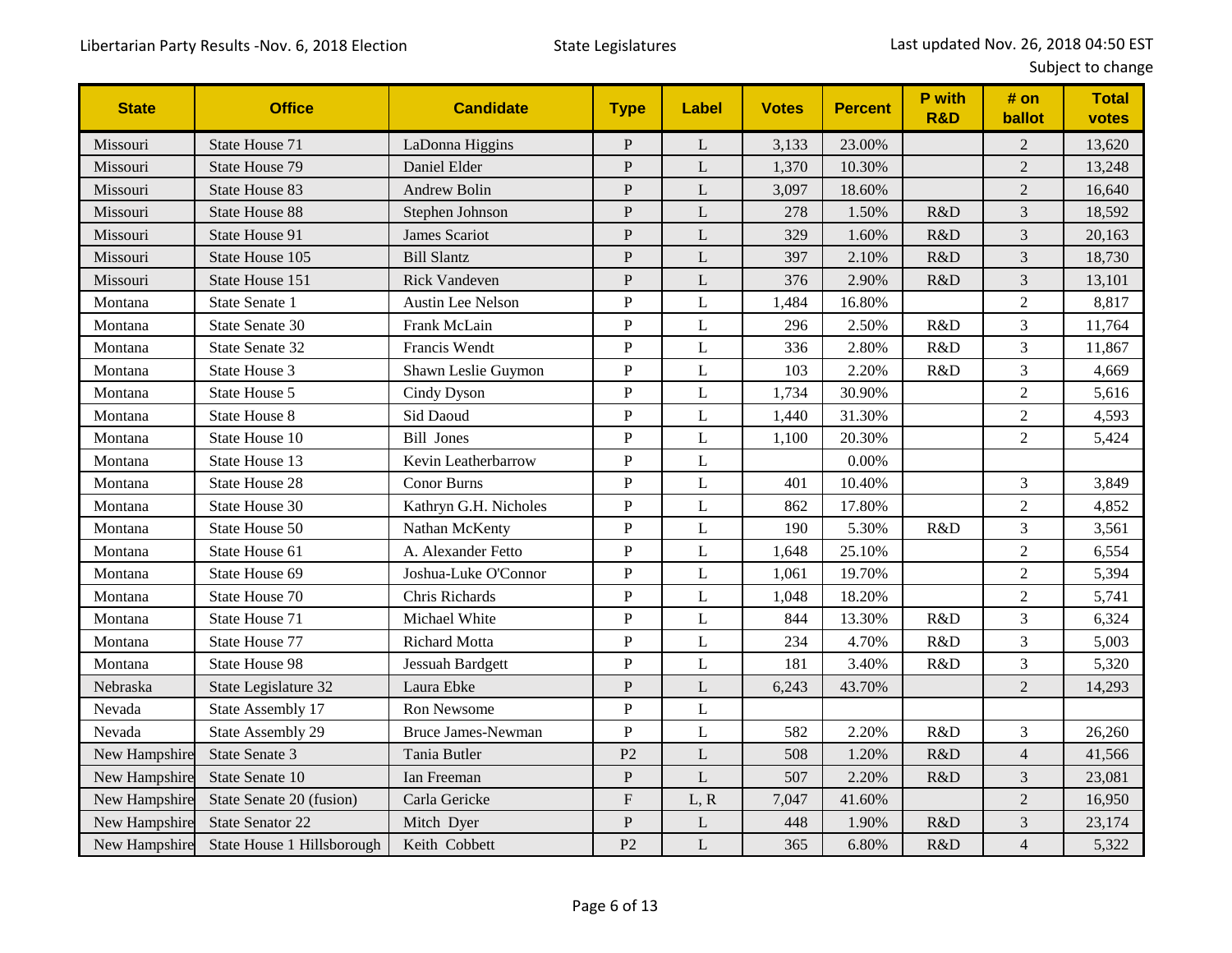| State | Office | Candidate | Type | Label | Votes | Percent | P with R&D | # on ballot | Total votes |
|---|---|---|---|---|---|---|---|---|---|
| Missouri | State House 71 | LaDonna Higgins | P | L | 3,133 | 23.00% | | 2 | 13,620 |
| Missouri | State House 79 | Daniel Elder | P | L | 1,370 | 10.30% | | 2 | 13,248 |
| Missouri | State House 83 | Andrew Bolin | P | L | 3,097 | 18.60% | | 2 | 16,640 |
| Missouri | State House 88 | Stephen Johnson | P | L | 278 | 1.50% | R&D | 3 | 18,592 |
| Missouri | State House 91 | James Scariot | P | L | 329 | 1.60% | R&D | 3 | 20,163 |
| Missouri | State House 105 | Bill Slantz | P | L | 397 | 2.10% | R&D | 3 | 18,730 |
| Missouri | State House 151 | Rick Vandeven | P | L | 376 | 2.90% | R&D | 3 | 13,101 |
| Montana | State Senate 1 | Austin Lee Nelson | P | L | 1,484 | 16.80% | | 2 | 8,817 |
| Montana | State Senate 30 | Frank McLain | P | L | 296 | 2.50% | R&D | 3 | 11,764 |
| Montana | State Senate 32 | Francis Wendt | P | L | 336 | 2.80% | R&D | 3 | 11,867 |
| Montana | State House 3 | Shawn Leslie Guymon | P | L | 103 | 2.20% | R&D | 3 | 4,669 |
| Montana | State House 5 | Cindy Dyson | P | L | 1,734 | 30.90% | | 2 | 5,616 |
| Montana | State House 8 | Sid Daoud | P | L | 1,440 | 31.30% | | 2 | 4,593 |
| Montana | State House 10 | Bill Jones | P | L | 1,100 | 20.30% | | 2 | 5,424 |
| Montana | State House 13 | Kevin Leatherbarrow | P | L | | 0.00% | | | |
| Montana | State House 28 | Conor Burns | P | L | 401 | 10.40% | | 3 | 3,849 |
| Montana | State House 30 | Kathryn G.H. Nicholes | P | L | 862 | 17.80% | | 2 | 4,852 |
| Montana | State House 50 | Nathan McKenty | P | L | 190 | 5.30% | R&D | 3 | 3,561 |
| Montana | State House 61 | A. Alexander Fetto | P | L | 1,648 | 25.10% | | 2 | 6,554 |
| Montana | State House 69 | Joshua-Luke O'Connor | P | L | 1,061 | 19.70% | | 2 | 5,394 |
| Montana | State House 70 | Chris Richards | P | L | 1,048 | 18.20% | | 2 | 5,741 |
| Montana | State House 71 | Michael White | P | L | 844 | 13.30% | R&D | 3 | 6,324 |
| Montana | State House 77 | Richard Motta | P | L | 234 | 4.70% | R&D | 3 | 5,003 |
| Montana | State House 98 | Jessuah Bardgett | P | L | 181 | 3.40% | R&D | 3 | 5,320 |
| Nebraska | State Legislature 32 | Laura Ebke | P | L | 6,243 | 43.70% | | 2 | 14,293 |
| Nevada | State Assembly 17 | Ron Newsome | P | L | | | | | |
| Nevada | State Assembly 29 | Bruce James-Newman | P | L | 582 | 2.20% | R&D | 3 | 26,260 |
| New Hampshire | State Senate 3 | Tania Butler | P2 | L | 508 | 1.20% | R&D | 4 | 41,566 |
| New Hampshire | State Senate 10 | Ian Freeman | P | L | 507 | 2.20% | R&D | 3 | 23,081 |
| New Hampshire | State Senate 20 (fusion) | Carla Gericke | F | L, R | 7,047 | 41.60% | | 2 | 16,950 |
| New Hampshire | State Senator 22 | Mitch Dyer | P | L | 448 | 1.90% | R&D | 3 | 23,174 |
| New Hampshire | State House 1 Hillsborough | Keith Cobbett | P2 | L | 365 | 6.80% | R&D | 4 | 5,322 |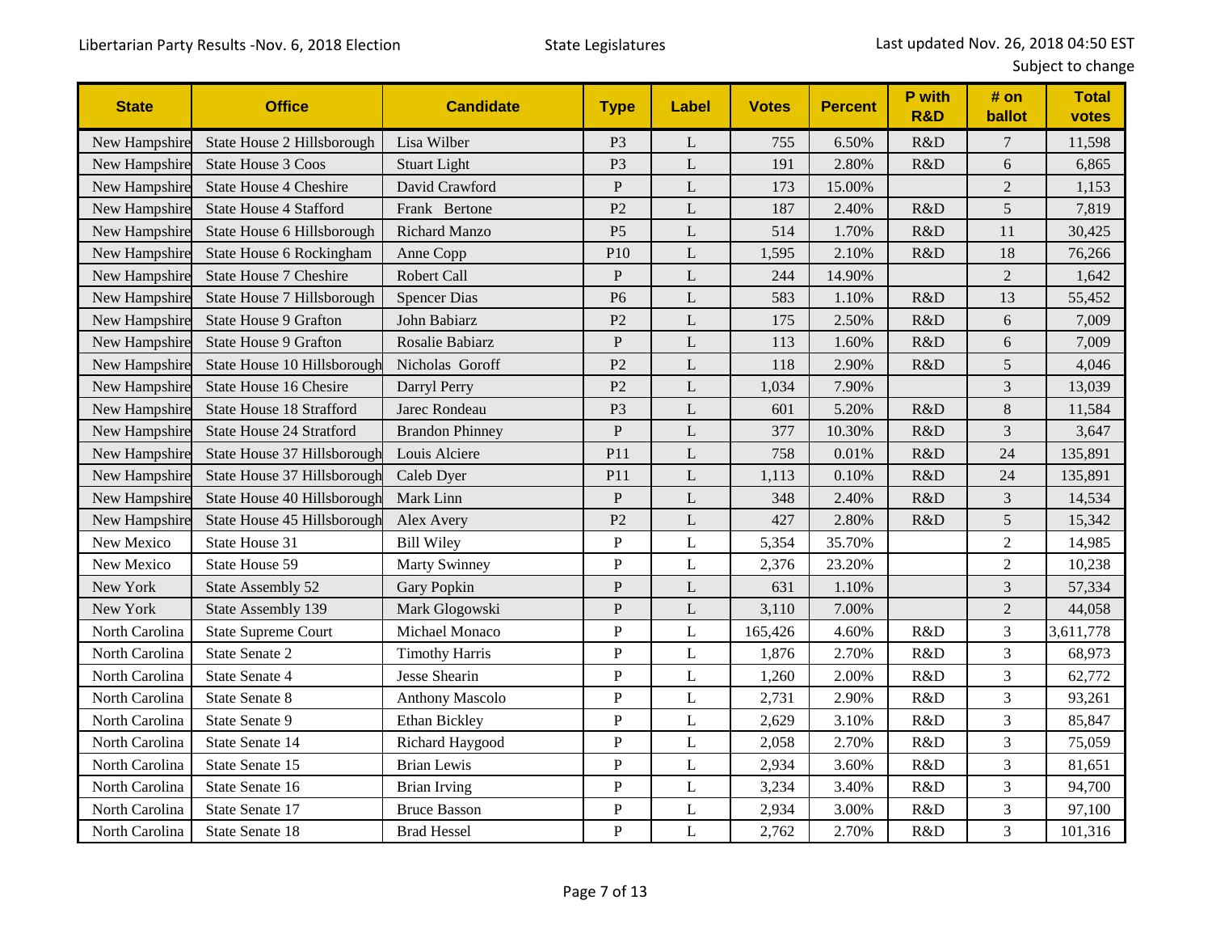Libertarian Party Results -Nov. 6, 2018 Election

State Legislatures

Last updated Nov. 26, 2018 04:50 EST
Subject to change

| State | Office | Candidate | Type | Label | Votes | Percent | P with R&D | # on ballot | Total votes |
|---|---|---|---|---|---|---|---|---|---|
| New Hampshire | State House 2 Hillsborough | Lisa Wilber | P3 | L | 755 | 6.50% | R&D | 7 | 11,598 |
| New Hampshire | State House 3 Coos | Stuart Light | P3 | L | 191 | 2.80% | R&D | 6 | 6,865 |
| New Hampshire | State House 4 Cheshire | David Crawford | P | L | 173 | 15.00% | | 2 | 1,153 |
| New Hampshire | State House 4 Stafford | Frank Bertone | P2 | L | 187 | 2.40% | R&D | 5 | 7,819 |
| New Hampshire | State House 6 Hillsborough | Richard Manzo | P5 | L | 514 | 1.70% | R&D | 11 | 30,425 |
| New Hampshire | State House 6 Rockingham | Anne Copp | P10 | L | 1,595 | 2.10% | R&D | 18 | 76,266 |
| New Hampshire | State House 7 Cheshire | Robert Call | P | L | 244 | 14.90% | | 2 | 1,642 |
| New Hampshire | State House 7 Hillsborough | Spencer Dias | P6 | L | 583 | 1.10% | R&D | 13 | 55,452 |
| New Hampshire | State House 9 Grafton | John Babiarz | P2 | L | 175 | 2.50% | R&D | 6 | 7,009 |
| New Hampshire | State House 9 Grafton | Rosalie Babiarz | P | L | 113 | 1.60% | R&D | 6 | 7,009 |
| New Hampshire | State House 10 Hillsborough | Nicholas Goroff | P2 | L | 118 | 2.90% | R&D | 5 | 4,046 |
| New Hampshire | State House 16 Chesire | Darryl Perry | P2 | L | 1,034 | 7.90% | | 3 | 13,039 |
| New Hampshire | State House 18 Strafford | Jarec Rondeau | P3 | L | 601 | 5.20% | R&D | 8 | 11,584 |
| New Hampshire | State House 24 Stratford | Brandon Phinney | P | L | 377 | 10.30% | R&D | 3 | 3,647 |
| New Hampshire | State House 37 Hillsborough | Louis Alciere | P11 | L | 758 | 0.01% | R&D | 24 | 135,891 |
| New Hampshire | State House 37 Hillsborough | Caleb Dyer | P11 | L | 1,113 | 0.10% | R&D | 24 | 135,891 |
| New Hampshire | State House 40 Hillsborough | Mark Linn | P | L | 348 | 2.40% | R&D | 3 | 14,534 |
| New Hampshire | State House 45 Hillsborough | Alex Avery | P2 | L | 427 | 2.80% | R&D | 5 | 15,342 |
| New Mexico | State House 31 | Bill Wiley | P | L | 5,354 | 35.70% | | 2 | 14,985 |
| New Mexico | State House 59 | Marty Swinney | P | L | 2,376 | 23.20% | | 2 | 10,238 |
| New York | State Assembly 52 | Gary Popkin | P | L | 631 | 1.10% | | 3 | 57,334 |
| New York | State Assembly 139 | Mark Glogowski | P | L | 3,110 | 7.00% | | 2 | 44,058 |
| North Carolina | State Supreme Court | Michael Monaco | P | L | 165,426 | 4.60% | R&D | 3 | 3,611,778 |
| North Carolina | State Senate 2 | Timothy Harris | P | L | 1,876 | 2.70% | R&D | 3 | 68,973 |
| North Carolina | State Senate 4 | Jesse Shearin | P | L | 1,260 | 2.00% | R&D | 3 | 62,772 |
| North Carolina | State Senate 8 | Anthony Mascolo | P | L | 2,731 | 2.90% | R&D | 3 | 93,261 |
| North Carolina | State Senate 9 | Ethan Bickley | P | L | 2,629 | 3.10% | R&D | 3 | 85,847 |
| North Carolina | State Senate 14 | Richard Haygood | P | L | 2,058 | 2.70% | R&D | 3 | 75,059 |
| North Carolina | State Senate 15 | Brian Lewis | P | L | 2,934 | 3.60% | R&D | 3 | 81,651 |
| North Carolina | State Senate 16 | Brian Irving | P | L | 3,234 | 3.40% | R&D | 3 | 94,700 |
| North Carolina | State Senate 17 | Bruce Basson | P | L | 2,934 | 3.00% | R&D | 3 | 97,100 |
| North Carolina | State Senate 18 | Brad Hessel | P | L | 2,762 | 2.70% | R&D | 3 | 101,316 |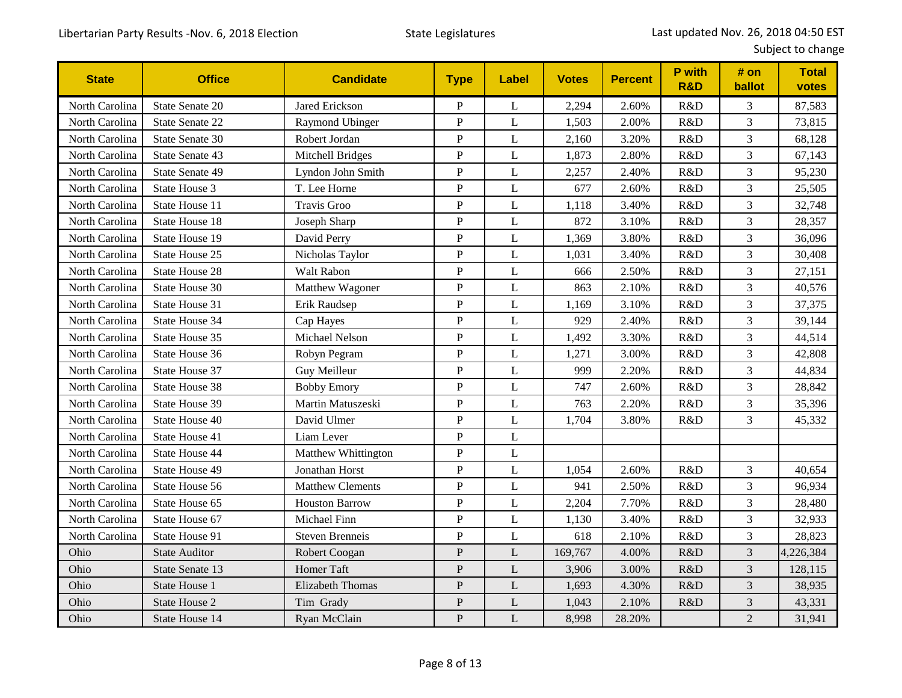Libertarian Party Results -Nov. 6, 2018 Election

State Legislatures

Last updated Nov. 26, 2018 04:50 EST
Subject to change

| State | Office | Candidate | Type | Label | Votes | Percent | P with R&D | # on ballot | Total votes |
|---|---|---|---|---|---|---|---|---|---|
| North Carolina | State Senate 20 | Jared Erickson | P | L | 2,294 | 2.60% | R&D | 3 | 87,583 |
| North Carolina | State Senate 22 | Raymond Ubinger | P | L | 1,503 | 2.00% | R&D | 3 | 73,815 |
| North Carolina | State Senate 30 | Robert Jordan | P | L | 2,160 | 3.20% | R&D | 3 | 68,128 |
| North Carolina | State Senate 43 | Mitchell Bridges | P | L | 1,873 | 2.80% | R&D | 3 | 67,143 |
| North Carolina | State Senate 49 | Lyndon John Smith | P | L | 2,257 | 2.40% | R&D | 3 | 95,230 |
| North Carolina | State House 3 | T. Lee Horne | P | L | 677 | 2.60% | R&D | 3 | 25,505 |
| North Carolina | State House 11 | Travis Groo | P | L | 1,118 | 3.40% | R&D | 3 | 32,748 |
| North Carolina | State House 18 | Joseph Sharp | P | L | 872 | 3.10% | R&D | 3 | 28,357 |
| North Carolina | State House 19 | David Perry | P | L | 1,369 | 3.80% | R&D | 3 | 36,096 |
| North Carolina | State House 25 | Nicholas Taylor | P | L | 1,031 | 3.40% | R&D | 3 | 30,408 |
| North Carolina | State House 28 | Walt Rabon | P | L | 666 | 2.50% | R&D | 3 | 27,151 |
| North Carolina | State House 30 | Matthew Wagoner | P | L | 863 | 2.10% | R&D | 3 | 40,576 |
| North Carolina | State House 31 | Erik Raudsep | P | L | 1,169 | 3.10% | R&D | 3 | 37,375 |
| North Carolina | State House 34 | Cap Hayes | P | L | 929 | 2.40% | R&D | 3 | 39,144 |
| North Carolina | State House 35 | Michael Nelson | P | L | 1,492 | 3.30% | R&D | 3 | 44,514 |
| North Carolina | State House 36 | Robyn Pegram | P | L | 1,271 | 3.00% | R&D | 3 | 42,808 |
| North Carolina | State House 37 | Guy Meilleur | P | L | 999 | 2.20% | R&D | 3 | 44,834 |
| North Carolina | State House 38 | Bobby Emory | P | L | 747 | 2.60% | R&D | 3 | 28,842 |
| North Carolina | State House 39 | Martin Matuszeski | P | L | 763 | 2.20% | R&D | 3 | 35,396 |
| North Carolina | State House 40 | David Ulmer | P | L | 1,704 | 3.80% | R&D | 3 | 45,332 |
| North Carolina | State House 41 | Liam Lever | P | L | | | | | |
| North Carolina | State House 44 | Matthew Whittington | P | L | | | | | |
| North Carolina | State House 49 | Jonathan Horst | P | L | 1,054 | 2.60% | R&D | 3 | 40,654 |
| North Carolina | State House 56 | Matthew Clements | P | L | 941 | 2.50% | R&D | 3 | 96,934 |
| North Carolina | State House 65 | Houston Barrow | P | L | 2,204 | 7.70% | R&D | 3 | 28,480 |
| North Carolina | State House 67 | Michael Finn | P | L | 1,130 | 3.40% | R&D | 3 | 32,933 |
| North Carolina | State House 91 | Steven Brenneis | P | L | 618 | 2.10% | R&D | 3 | 28,823 |
| Ohio | State Auditor | Robert Coogan | P | L | 169,767 | 4.00% | R&D | 3 | 4,226,384 |
| Ohio | State Senate 13 | Homer Taft | P | L | 3,906 | 3.00% | R&D | 3 | 128,115 |
| Ohio | State House 1 | Elizabeth Thomas | P | L | 1,693 | 4.30% | R&D | 3 | 38,935 |
| Ohio | State House 2 | Tim Grady | P | L | 1,043 | 2.10% | R&D | 3 | 43,331 |
| Ohio | State House 14 | Ryan McClain | P | L | 8,998 | 28.20% | | 2 | 31,941 |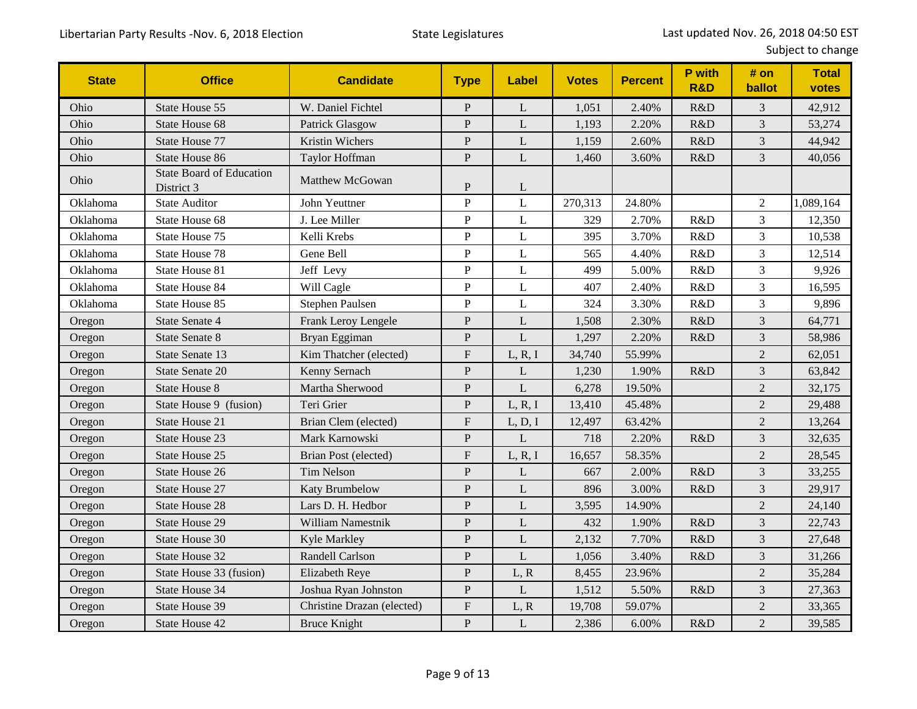Libertarian Party Results -Nov. 6, 2018 Election — State Legislatures — Last updated Nov. 26, 2018 04:50 EST, Subject to change

| State | Office | Candidate | Type | Label | Votes | Percent | P with R&D | # on ballot | Total votes |
|---|---|---|---|---|---|---|---|---|---|
| Ohio | State House 55 | W. Daniel Fichtel | P | L | 1,051 | 2.40% | R&D | 3 | 42,912 |
| Ohio | State House 68 | Patrick Glasgow | P | L | 1,193 | 2.20% | R&D | 3 | 53,274 |
| Ohio | State House 77 | Kristin Wichers | P | L | 1,159 | 2.60% | R&D | 3 | 44,942 |
| Ohio | State House 86 | Taylor Hoffman | P | L | 1,460 | 3.60% | R&D | 3 | 40,056 |
| Ohio | State Board of Education District 3 | Matthew McGowan | P | L | | | | | |
| Oklahoma | State Auditor | John Yeuttner | P | L | 270,313 | 24.80% | | 2 | 1,089,164 |
| Oklahoma | State House 68 | J. Lee Miller | P | L | 329 | 2.70% | R&D | 3 | 12,350 |
| Oklahoma | State House 75 | Kelli Krebs | P | L | 395 | 3.70% | R&D | 3 | 10,538 |
| Oklahoma | State House 78 | Gene Bell | P | L | 565 | 4.40% | R&D | 3 | 12,514 |
| Oklahoma | State House 81 | Jeff Levy | P | L | 499 | 5.00% | R&D | 3 | 9,926 |
| Oklahoma | State House 84 | Will Cagle | P | L | 407 | 2.40% | R&D | 3 | 16,595 |
| Oklahoma | State House 85 | Stephen Paulsen | P | L | 324 | 3.30% | R&D | 3 | 9,896 |
| Oregon | State Senate 4 | Frank Leroy Lengele | P | L | 1,508 | 2.30% | R&D | 3 | 64,771 |
| Oregon | State Senate 8 | Bryan Eggiman | P | L | 1,297 | 2.20% | R&D | 3 | 58,986 |
| Oregon | State Senate 13 | Kim Thatcher (elected) | F | L, R, I | 34,740 | 55.99% | | 2 | 62,051 |
| Oregon | State Senate 20 | Kenny Sernach | P | L | 1,230 | 1.90% | R&D | 3 | 63,842 |
| Oregon | State House 8 | Martha Sherwood | P | L | 6,278 | 19.50% | | 2 | 32,175 |
| Oregon | State House 9 (fusion) | Teri Grier | P | L, R, I | 13,410 | 45.48% | | 2 | 29,488 |
| Oregon | State House 21 | Brian Clem (elected) | F | L, D, I | 12,497 | 63.42% | | 2 | 13,264 |
| Oregon | State House 23 | Mark Karnowski | P | L | 718 | 2.20% | R&D | 3 | 32,635 |
| Oregon | State House 25 | Brian Post (elected) | F | L, R, I | 16,657 | 58.35% | | 2 | 28,545 |
| Oregon | State House 26 | Tim Nelson | P | L | 667 | 2.00% | R&D | 3 | 33,255 |
| Oregon | State House 27 | Katy Brumbelow | P | L | 896 | 3.00% | R&D | 3 | 29,917 |
| Oregon | State House 28 | Lars D. H. Hedbor | P | L | 3,595 | 14.90% | | 2 | 24,140 |
| Oregon | State House 29 | William Namestnik | P | L | 432 | 1.90% | R&D | 3 | 22,743 |
| Oregon | State House 30 | Kyle Markley | P | L | 2,132 | 7.70% | R&D | 3 | 27,648 |
| Oregon | State House 32 | Randell Carlson | P | L | 1,056 | 3.40% | R&D | 3 | 31,266 |
| Oregon | State House 33 (fusion) | Elizabeth Reye | P | L, R | 8,455 | 23.96% | | 2 | 35,284 |
| Oregon | State House 34 | Joshua Ryan Johnston | P | L | 1,512 | 5.50% | R&D | 3 | 27,363 |
| Oregon | State House 39 | Christine Drazan (elected) | F | L, R | 19,708 | 59.07% | | 2 | 33,365 |
| Oregon | State House 42 | Bruce Knight | P | L | 2,386 | 6.00% | R&D | 2 | 39,585 |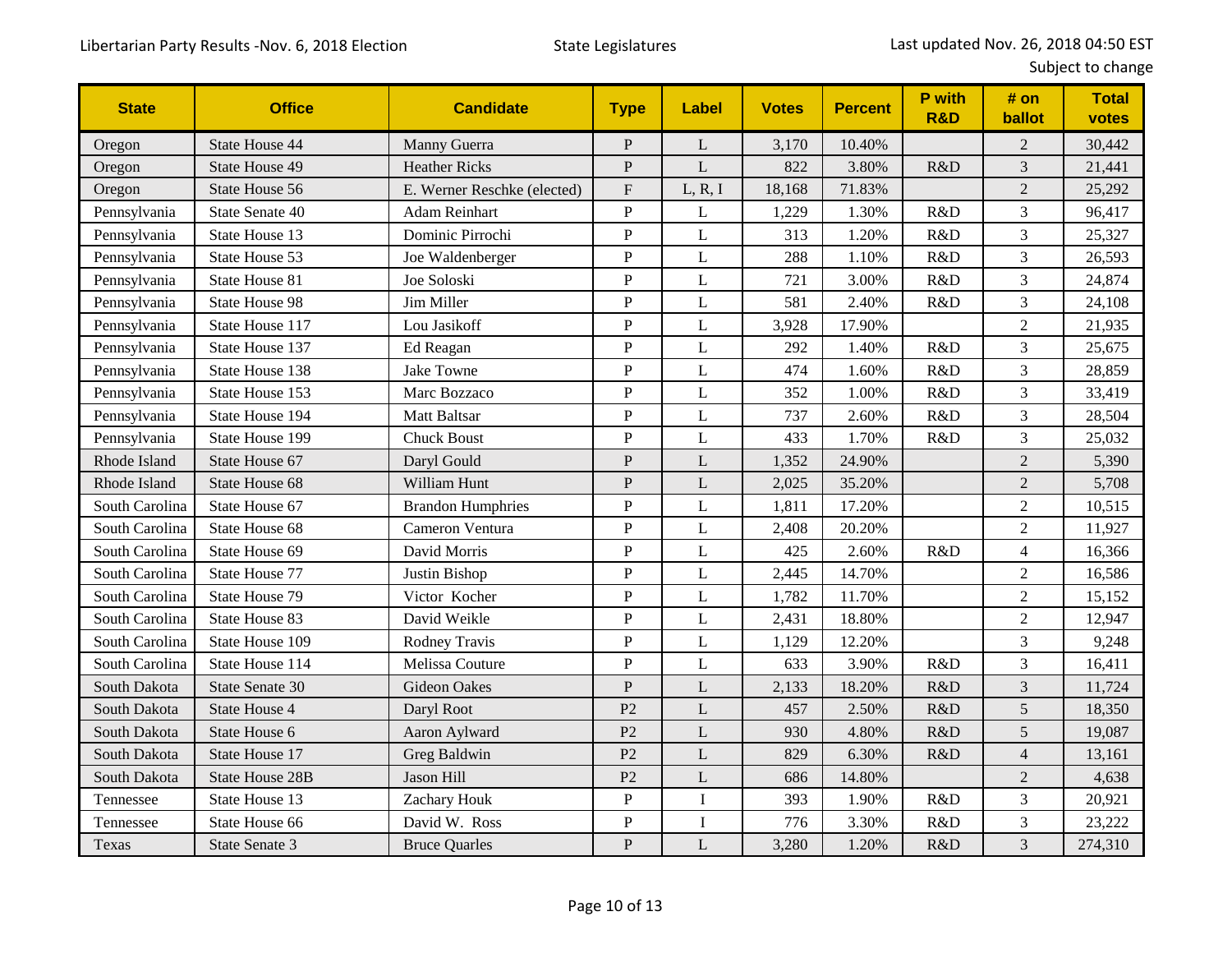| State | Office | Candidate | Type | Label | Votes | Percent | P with R&D | # on ballot | Total votes |
|---|---|---|---|---|---|---|---|---|---|
| Oregon | State House 44 | Manny Guerra | P | L | 3,170 | 10.40% | | 2 | 30,442 |
| Oregon | State House 49 | Heather Ricks | P | L | 822 | 3.80% | R&D | 3 | 21,441 |
| Oregon | State House 56 | E. Werner Reschke (elected) | F | L, R, I | 18,168 | 71.83% | | 2 | 25,292 |
| Pennsylvania | State Senate 40 | Adam Reinhart | P | L | 1,229 | 1.30% | R&D | 3 | 96,417 |
| Pennsylvania | State House 13 | Dominic Pirrochi | P | L | 313 | 1.20% | R&D | 3 | 25,327 |
| Pennsylvania | State House 53 | Joe Waldenberger | P | L | 288 | 1.10% | R&D | 3 | 26,593 |
| Pennsylvania | State House 81 | Joe Soloski | P | L | 721 | 3.00% | R&D | 3 | 24,874 |
| Pennsylvania | State House 98 | Jim Miller | P | L | 581 | 2.40% | R&D | 3 | 24,108 |
| Pennsylvania | State House 117 | Lou Jasikoff | P | L | 3,928 | 17.90% | | 2 | 21,935 |
| Pennsylvania | State House 137 | Ed Reagan | P | L | 292 | 1.40% | R&D | 3 | 25,675 |
| Pennsylvania | State House 138 | Jake Towne | P | L | 474 | 1.60% | R&D | 3 | 28,859 |
| Pennsylvania | State House 153 | Marc Bozzaco | P | L | 352 | 1.00% | R&D | 3 | 33,419 |
| Pennsylvania | State House 194 | Matt Baltsar | P | L | 737 | 2.60% | R&D | 3 | 28,504 |
| Pennsylvania | State House 199 | Chuck Boust | P | L | 433 | 1.70% | R&D | 3 | 25,032 |
| Rhode Island | State House 67 | Daryl Gould | P | L | 1,352 | 24.90% | | 2 | 5,390 |
| Rhode Island | State House 68 | William Hunt | P | L | 2,025 | 35.20% | | 2 | 5,708 |
| South Carolina | State House 67 | Brandon Humphries | P | L | 1,811 | 17.20% | | 2 | 10,515 |
| South Carolina | State House 68 | Cameron Ventura | P | L | 2,408 | 20.20% | | 2 | 11,927 |
| South Carolina | State House 69 | David Morris | P | L | 425 | 2.60% | R&D | 4 | 16,366 |
| South Carolina | State House 77 | Justin Bishop | P | L | 2,445 | 14.70% | | 2 | 16,586 |
| South Carolina | State House 79 | Victor Kocher | P | L | 1,782 | 11.70% | | 2 | 15,152 |
| South Carolina | State House 83 | David Weikle | P | L | 2,431 | 18.80% | | 2 | 12,947 |
| South Carolina | State House 109 | Rodney Travis | P | L | 1,129 | 12.20% | | 3 | 9,248 |
| South Carolina | State House 114 | Melissa Couture | P | L | 633 | 3.90% | R&D | 3 | 16,411 |
| South Dakota | State Senate 30 | Gideon Oakes | P | L | 2,133 | 18.20% | R&D | 3 | 11,724 |
| South Dakota | State House 4 | Daryl Root | P2 | L | 457 | 2.50% | R&D | 5 | 18,350 |
| South Dakota | State House 6 | Aaron Aylward | P2 | L | 930 | 4.80% | R&D | 5 | 19,087 |
| South Dakota | State House 17 | Greg Baldwin | P2 | L | 829 | 6.30% | R&D | 4 | 13,161 |
| South Dakota | State House 28B | Jason Hill | P2 | L | 686 | 14.80% | | 2 | 4,638 |
| Tennessee | State House 13 | Zachary Houk | P | I | 393 | 1.90% | R&D | 3 | 20,921 |
| Tennessee | State House 66 | David W. Ross | P | I | 776 | 3.30% | R&D | 3 | 23,222 |
| Texas | State Senate 3 | Bruce Quarles | P | L | 3,280 | 1.20% | R&D | 3 | 274,310 |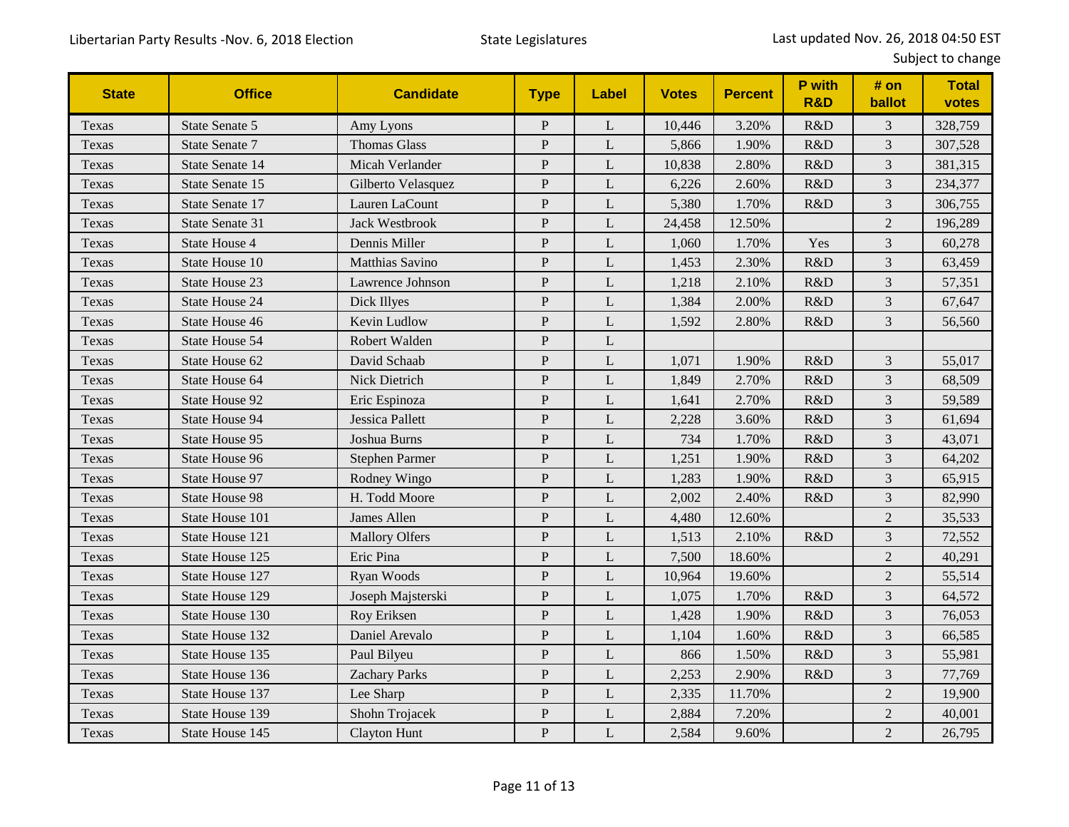| State | Office | Candidate | Type | Label | Votes | Percent | P with R&D | # on ballot | Total votes |
|---|---|---|---|---|---|---|---|---|---|
| Texas | State Senate 5 | Amy Lyons | P | L | 10,446 | 3.20% | R&D | 3 | 328,759 |
| Texas | State Senate 7 | Thomas Glass | P | L | 5,866 | 1.90% | R&D | 3 | 307,528 |
| Texas | State Senate 14 | Micah Vanlender | P | L | 10,838 | 2.80% | R&D | 3 | 381,315 |
| Texas | State Senate 15 | Gilberto Velasquez | P | L | 6,226 | 2.60% | R&D | 3 | 234,377 |
| Texas | State Senate 17 | Lauren LaCount | P | L | 5,380 | 1.70% | R&D | 3 | 306,755 |
| Texas | State Senate 31 | Jack Westbrook | P | L | 24,458 | 12.50% | | 2 | 196,289 |
| Texas | State House 4 | Dennis Miller | P | L | 1,060 | 1.70% | Yes | 3 | 60,278 |
| Texas | State House 10 | Matthias Savino | P | L | 1,453 | 2.30% | R&D | 3 | 63,459 |
| Texas | State House 23 | Lawrence Johnson | P | L | 1,218 | 2.10% | R&D | 3 | 57,351 |
| Texas | State House 24 | Dick Illyes | P | L | 1,384 | 2.00% | R&D | 3 | 67,647 |
| Texas | State House 46 | Kevin Ludlow | P | L | 1,592 | 2.80% | R&D | 3 | 56,560 |
| Texas | State House 54 | Robert Walden | P | L | | | | | |
| Texas | State House 62 | David Schaab | P | L | 1,071 | 1.90% | R&D | 3 | 55,017 |
| Texas | State House 64 | Nick Dietrich | P | L | 1,849 | 2.70% | R&D | 3 | 68,509 |
| Texas | State House 92 | Eric Espinoza | P | L | 1,641 | 2.70% | R&D | 3 | 59,589 |
| Texas | State House 94 | Jessica Pallett | P | L | 2,228 | 3.60% | R&D | 3 | 61,694 |
| Texas | State House 95 | Joshua Burns | P | L | 734 | 1.70% | R&D | 3 | 43,071 |
| Texas | State House 96 | Stephen Parmer | P | L | 1,251 | 1.90% | R&D | 3 | 64,202 |
| Texas | State House 97 | Rodney Wingo | P | L | 1,283 | 1.90% | R&D | 3 | 65,915 |
| Texas | State House 98 | H. Todd Moore | P | L | 2,002 | 2.40% | R&D | 3 | 82,990 |
| Texas | State House 101 | James Allen | P | L | 4,480 | 12.60% | | 2 | 35,533 |
| Texas | State House 121 | Mallory Olfers | P | L | 1,513 | 2.10% | R&D | 3 | 72,552 |
| Texas | State House 125 | Eric Pina | P | L | 7,500 | 18.60% | | 2 | 40,291 |
| Texas | State House 127 | Ryan Woods | P | L | 10,964 | 19.60% | | 2 | 55,514 |
| Texas | State House 129 | Joseph Majsterski | P | L | 1,075 | 1.70% | R&D | 3 | 64,572 |
| Texas | State House 130 | Roy Eriksen | P | L | 1,428 | 1.90% | R&D | 3 | 76,053 |
| Texas | State House 132 | Daniel Arevalo | P | L | 1,104 | 1.60% | R&D | 3 | 66,585 |
| Texas | State House 135 | Paul Bilyeu | P | L | 866 | 1.50% | R&D | 3 | 55,981 |
| Texas | State House 136 | Zachary Parks | P | L | 2,253 | 2.90% | R&D | 3 | 77,769 |
| Texas | State House 137 | Lee Sharp | P | L | 2,335 | 11.70% | | 2 | 19,900 |
| Texas | State House 139 | Shohn Trojacek | P | L | 2,884 | 7.20% | | 2 | 40,001 |
| Texas | State House 145 | Clayton Hunt | P | L | 2,584 | 9.60% | | 2 | 26,795 |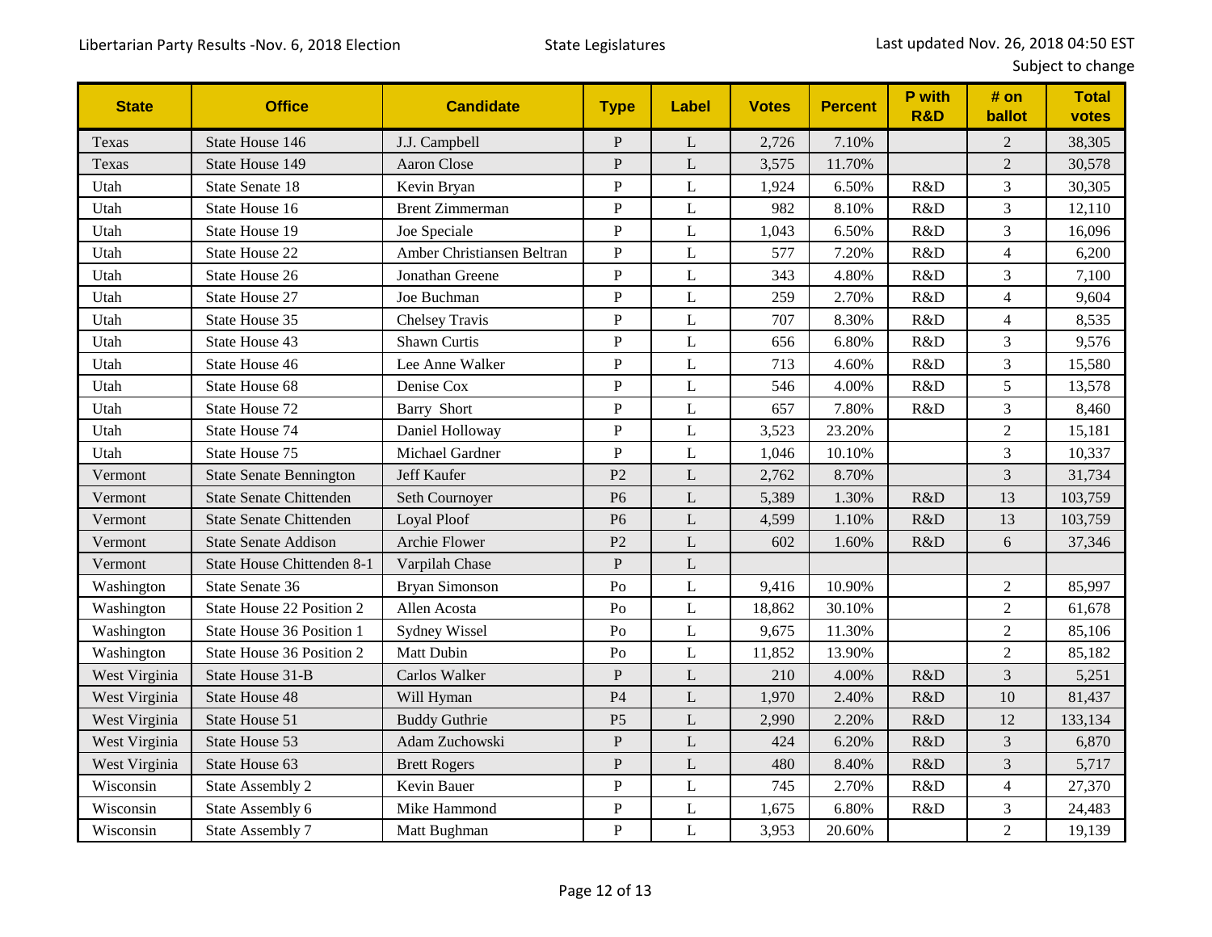Libertarian Party Results -Nov. 6, 2018 Election — State Legislatures — Last updated Nov. 26, 2018 04:50 EST Subject to change

| State | Office | Candidate | Type | Label | Votes | Percent | P with R&D | # on ballot | Total votes |
|---|---|---|---|---|---|---|---|---|---|
| Texas | State House 146 | J.J. Campbell | P | L | 2,726 | 7.10% | | 2 | 38,305 |
| Texas | State House 149 | Aaron Close | P | L | 3,575 | 11.70% | | 2 | 30,578 |
| Utah | State Senate 18 | Kevin Bryan | P | L | 1,924 | 6.50% | R&D | 3 | 30,305 |
| Utah | State House 16 | Brent Zimmerman | P | L | 982 | 8.10% | R&D | 3 | 12,110 |
| Utah | State House 19 | Joe Speciale | P | L | 1,043 | 6.50% | R&D | 3 | 16,096 |
| Utah | State House 22 | Amber Christiansen Beltran | P | L | 577 | 7.20% | R&D | 4 | 6,200 |
| Utah | State House 26 | Jonathan Greene | P | L | 343 | 4.80% | R&D | 3 | 7,100 |
| Utah | State House 27 | Joe Buchman | P | L | 259 | 2.70% | R&D | 4 | 9,604 |
| Utah | State House 35 | Chelsey Travis | P | L | 707 | 8.30% | R&D | 4 | 8,535 |
| Utah | State House 43 | Shawn Curtis | P | L | 656 | 6.80% | R&D | 3 | 9,576 |
| Utah | State House 46 | Lee Anne Walker | P | L | 713 | 4.60% | R&D | 3 | 15,580 |
| Utah | State House 68 | Denise Cox | P | L | 546 | 4.00% | R&D | 5 | 13,578 |
| Utah | State House 72 | Barry Short | P | L | 657 | 7.80% | R&D | 3 | 8,460 |
| Utah | State House 74 | Daniel Holloway | P | L | 3,523 | 23.20% | | 2 | 15,181 |
| Utah | State House 75 | Michael Gardner | P | L | 1,046 | 10.10% | | 3 | 10,337 |
| Vermont | State Senate Bennington | Jeff Kaufer | P2 | L | 2,762 | 8.70% | | 3 | 31,734 |
| Vermont | State Senate Chittenden | Seth Cournoyer | P6 | L | 5,389 | 1.30% | R&D | 13 | 103,759 |
| Vermont | State Senate Chittenden | Loyal Ploof | P6 | L | 4,599 | 1.10% | R&D | 13 | 103,759 |
| Vermont | State Senate Addison | Archie Flower | P2 | L | 602 | 1.60% | R&D | 6 | 37,346 |
| Vermont | State House Chittenden 8-1 | Varpilah Chase | P | L | | | | | |
| Washington | State Senate 36 | Bryan Simonson | Po | L | 9,416 | 10.90% | | 2 | 85,997 |
| Washington | State House 22 Position 2 | Allen Acosta | Po | L | 18,862 | 30.10% | | 2 | 61,678 |
| Washington | State House 36 Position 1 | Sydney Wissel | Po | L | 9,675 | 11.30% | | 2 | 85,106 |
| Washington | State House 36 Position 2 | Matt Dubin | Po | L | 11,852 | 13.90% | | 2 | 85,182 |
| West Virginia | State House 31-B | Carlos Walker | P | L | 210 | 4.00% | R&D | 3 | 5,251 |
| West Virginia | State House 48 | Will Hyman | P4 | L | 1,970 | 2.40% | R&D | 10 | 81,437 |
| West Virginia | State House 51 | Buddy Guthrie | P5 | L | 2,990 | 2.20% | R&D | 12 | 133,134 |
| West Virginia | State House 53 | Adam Zuchowski | P | L | 424 | 6.20% | R&D | 3 | 6,870 |
| West Virginia | State House 63 | Brett Rogers | P | L | 480 | 8.40% | R&D | 3 | 5,717 |
| Wisconsin | State Assembly 2 | Kevin Bauer | P | L | 745 | 2.70% | R&D | 4 | 27,370 |
| Wisconsin | State Assembly 6 | Mike Hammond | P | L | 1,675 | 6.80% | R&D | 3 | 24,483 |
| Wisconsin | State Assembly 7 | Matt Bughman | P | L | 3,953 | 20.60% | | 2 | 19,139 |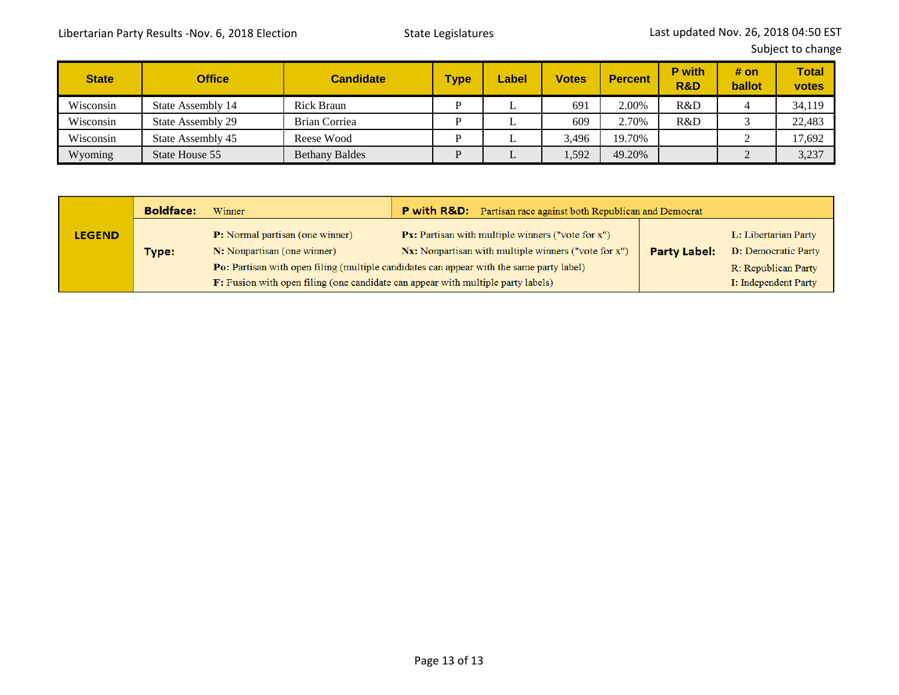| State | Office | Candidate | Type | Label | Votes | Percent | P with R&D | # on ballot | Total votes |
|---|---|---|---|---|---|---|---|---|---|
| Wisconsin | State Assembly 14 | Rick Braun | P | L | 691 | 2.00% | R&D | 4 | 34,119 |
| Wisconsin | State Assembly 29 | Brian Corriea | P | L | 609 | 2.70% | R&D | 3 | 22,483 |
| Wisconsin | State Assembly 45 | Reese Wood | P | L | 3,496 | 19.70% | | 2 | 17,692 |
| Wyoming | State House 55 | Bethany Baldes | P | L | 1,592 | 49.20% | | 2 | 3,237 |

**LEGEND**

**Boldface:** Winner

**P with R&D:** Partisan race against both Republican and Democrat

**Type:**
- **P:** Normal partisan (one winner)
- **N:** Nonpartisan (one winner)
- **Px:** Partisan with multiple winners ("vote for x")
- **Nx:** Nonpartisan with multiple winners ("vote for x")
- **Po:** Partisan with open filing (multiple candidates can appear with the same party label)
- **F:** Fusion with open filing (one candidate can appear with multiple party labels)

**Party Label:**
- **L:** Libertarian Party
- **D:** Democratic Party
- **R:** Republican Party
- **I:** Independent Party